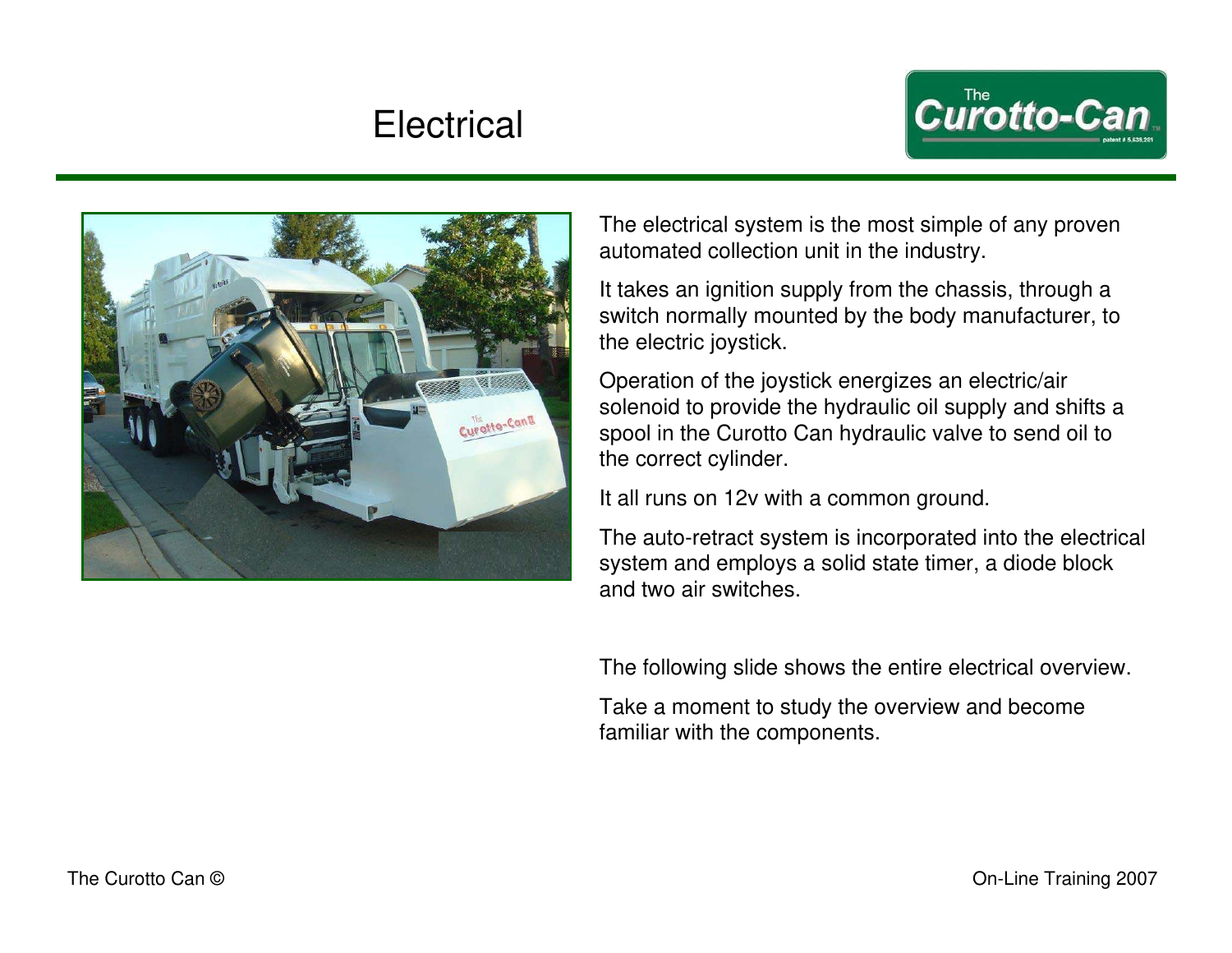# Electrical

The electrical system is the most simple of any proven automated collection unit in the industry.

It takes an ignition supply from the chassis, through a switch normally mounted by the body manufacturer, to the electric joystick.

Operation of the joystick energizes an electric/air solenoid to provide the hydraulic oil supply and shifts a spool in the Curotto Can hydraulic valve to send oil to the correct cylinder.

It all runs on 12v with a common ground.

The auto-retract system is incorporated into the electrical system and employs a solid state timer, a diode block and two air switches.

The following slide shows the entire electrical overview.

Take a moment to study the overview and become familiar with the components.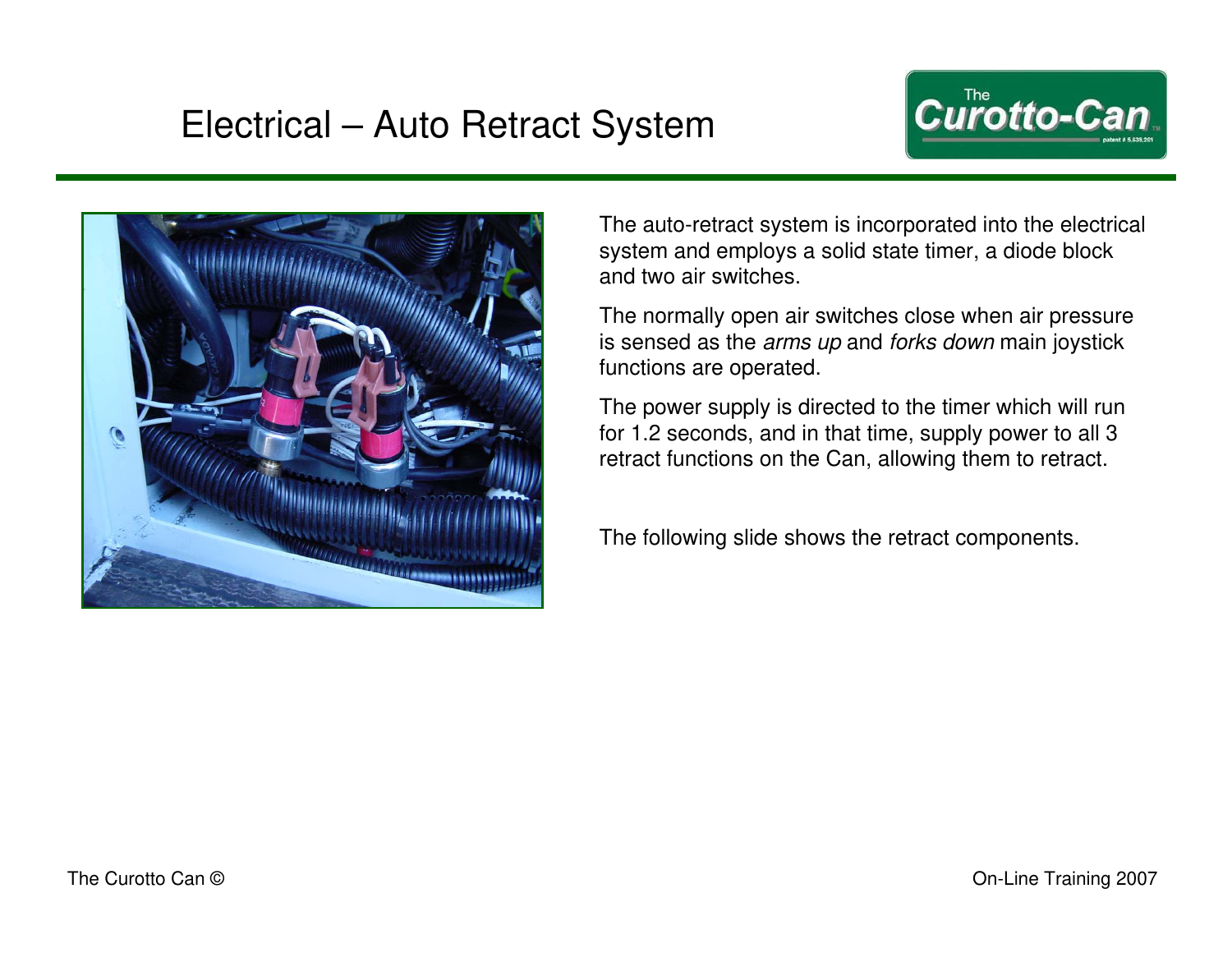# Electrical – Auto Retract System

The auto-retract system is incorporated into the electrical system and employs a solid state timer, a diode block and two air switches.

The normally open air switches close when air pressure is sensed as the *arms up* and *forks down* main joystick functions are operated.

The power supply is directed to the timer which will run for 1.2 seconds, and in that time, supply power to all 3 retract functions on the Can, allowing them to retract.

The following slide shows the retract components.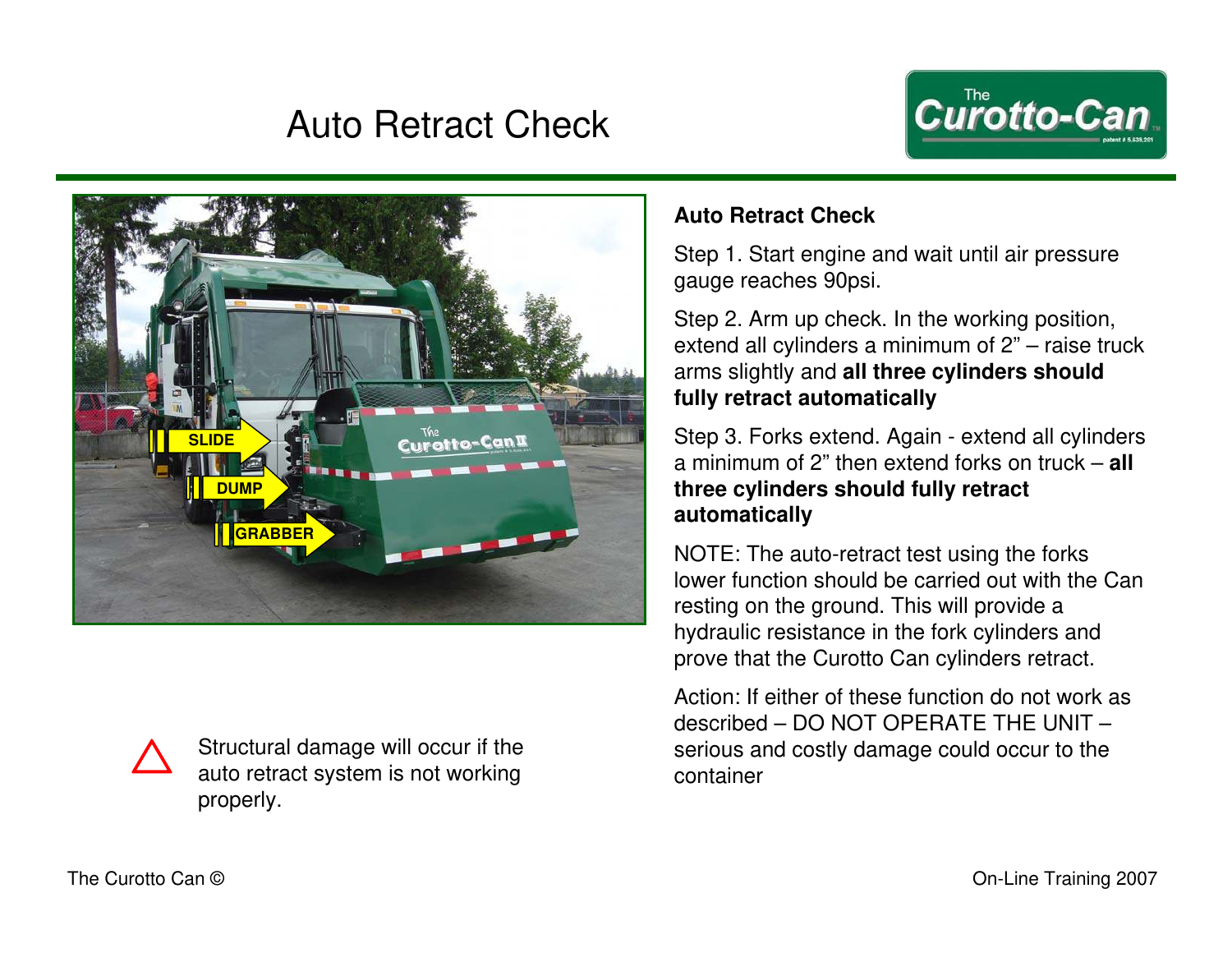# Auto Retract Check

**Auto Retract Check**

Step 1. Start engine and wait until air pressure gauge reaches 90psi.

Step 2. Arm up check. In the working position, extend all cylinders a minimum of 2" – raise truck arms slightly and **all three cylinders should fully retract automatically**

Step 3. Forks extend. Again - extend all cylinders a minimum of 2" then extend forks on truck – **all three cylinders should fully retract automatically**

NOTE: The auto-retract test using the forks lower function should be carried out with the Can resting on the ground. This will provide a hydraulic resistance in the fork cylinders and prove that the Curotto Can cylinders retract.

Action: If either of these function do not work as described – DO NOT OPERATE THE UNIT – serious and costly damage could occur to the container

⚠ Structural damage will occur if the auto retract system is not working properly.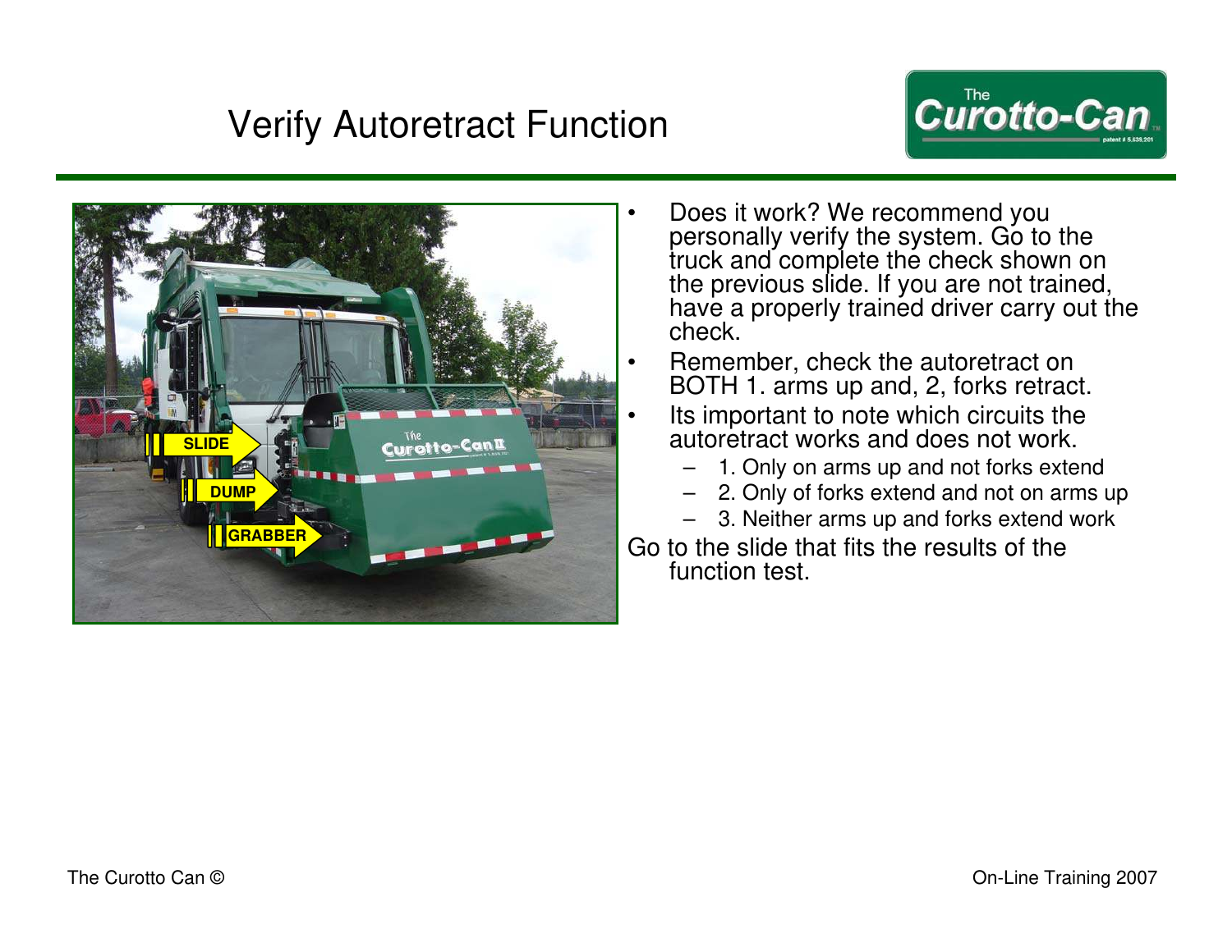# Verify Autoretract Function

- Does it work? We recommend you personally verify the system. Go to the truck and complete the check shown on the previous slide. If you are not trained, have a properly trained driver carry out the check.
- Remember, check the autoretract on BOTH 1. arms up and, 2, forks retract.
- Its important to note which circuits the autoretract works and does not work.
  - 1. Only on arms up and not forks extend
  - 2. Only of forks extend and not on arms up
  - 3. Neither arms up and forks extend work

Go to the slide that fits the results of the function test.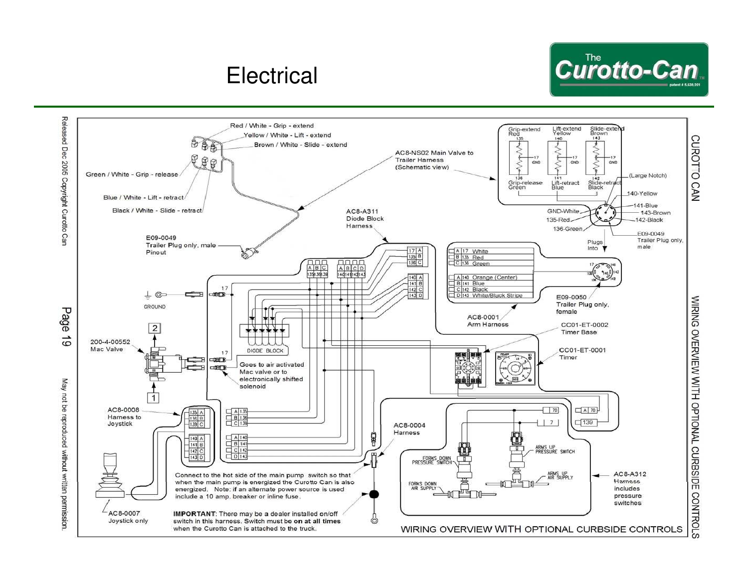# Electrical

The Curotto-Can

patent # 5,639,201

Released Dec 2005 Copyright Curotto Can

May not be reproduced without written permission.

CUROTTO CAN

WIRING OVERVIEW WITH OPTIONAL CURBSIDE CONTROLS

Red / White - Grip - extend

Yellow / White - Lift - extend

Brown / White - Slide - extend

Green / White - Grip - release

Blue / White - Lift - retract

Black / White - Slide - retract

AC8-NS02 Main Valve to Trailer Harness (Schematic view)

Grip-extend Red 135

Lift-extend Yellow 140

Slide-extend Brown 143

17 GND

136 Grip-release Green

141 Lift-retract Blue

142 Slide-retract Black

(Large Notch)

140-Yellow

141-Blue

143-Brown

142-Black

GND-White

135-Red

136-Green

E09-0049 Trailer Plug only, male

Plugs Into

E09-0049 Trailer Plug only, male Pinout

AC8-A311 Diode Block Harness

| | | |
|---|---|---|
| A | 17 | White |
| B | 135 | Red |
| C | 136 | Green |
| A | 140 | Orange (Center) |
| B | 141 | Blue |
| C | 142 | Black |
| D | 143 | White/Black Stripe |

E09-0050 Trailer Plug only, female

AC8-0001 Arm Harness

CC01-ET-0002 Timer Base

CC01-ET-0001 Timer

GROUND

200-4-00552 Mac Valve

DIODE BLOCK

Goes to air activated Mac valve or to electronically shifted solenoid

AC8-0008 Harness to Joystick

AC8-0004 Harness

AC8-0007 Joystick only

Connect to the hot side of the main pump switch so that when the main pump is energized the Curotto Can is also energized. Note: if an alternate power source is used include a 10 amp. breaker or inline fuse.

**IMPORTANT**: There may be a dealer installed on/off switch in this harness. Switch must be **on at all times** when the Curotto Can is attached to the truck.

FORKS DOWN PRESSURE SWITCH

ARMS UP PRESSURE SWITCH

FORKS DOWN AIR SUPPLY

ARMS UP AIR SUPPLY

AC8-A312 Harness includes pressure switches

WIRING OVERVIEW WITH OPTIONAL CURBSIDE CONTROLS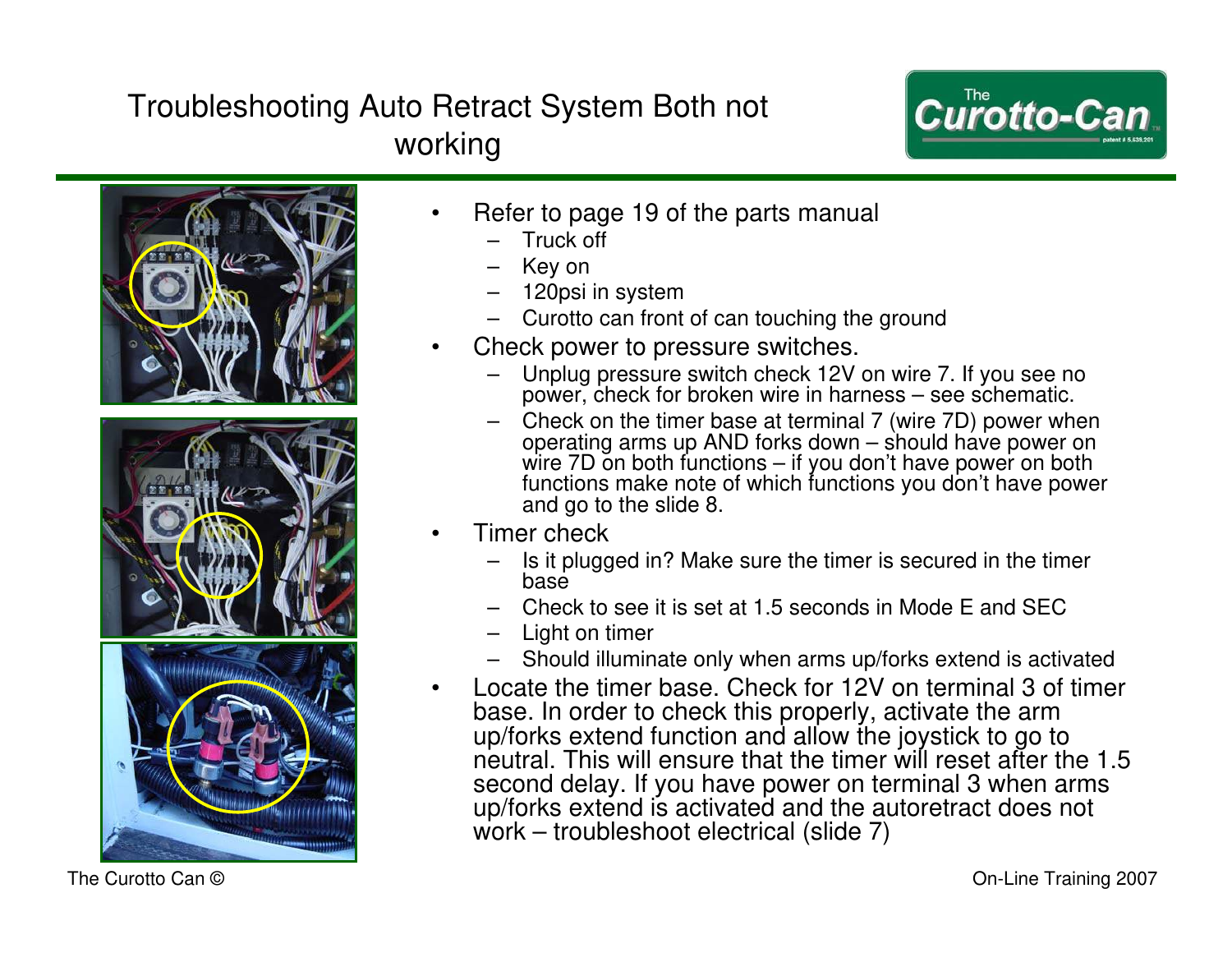# Troubleshooting Auto Retract System Both not working

- Refer to page 19 of the parts manual
  - Truck off
  - Key on
  - 120psi in system
  - Curotto can front of can touching the ground
- Check power to pressure switches.
  - Unplug pressure switch check 12V on wire 7. If you see no power, check for broken wire in harness – see schematic.
  - Check on the timer base at terminal 7 (wire 7D) power when operating arms up AND forks down – should have power on wire 7D on both functions – if you don't have power on both functions make note of which functions you don't have power and go to the slide 8.
- Timer check
  - Is it plugged in? Make sure the timer is secured in the timer base
  - Check to see it is set at 1.5 seconds in Mode E and SEC
  - Light on timer
  - Should illuminate only when arms up/forks extend is activated
- Locate the timer base. Check for 12V on terminal 3 of timer base. In order to check this properly, activate the arm up/forks extend function and allow the joystick to go to neutral. This will ensure that the timer will reset after the 1.5 second delay. If you have power on terminal 3 when arms up/forks extend is activated and the autoretract does not work – troubleshoot electrical (slide 7)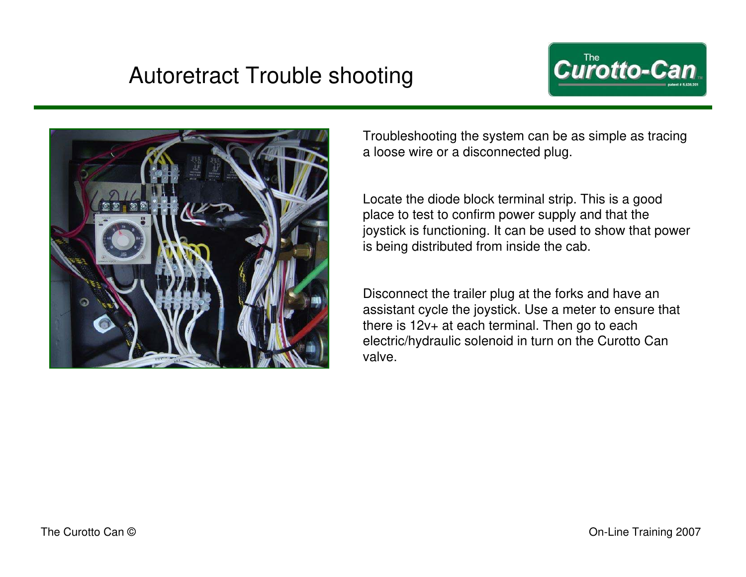# Autoretract Trouble shooting

Troubleshooting the system can be as simple as tracing a loose wire or a disconnected plug.

Locate the diode block terminal strip. This is a good place to test to confirm power supply and that the joystick is functioning. It can be used to show that power is being distributed from inside the cab.

Disconnect the trailer plug at the forks and have an assistant cycle the joystick. Use a meter to ensure that there is 12v+ at each terminal. Then go to each electric/hydraulic solenoid in turn on the Curotto Can valve.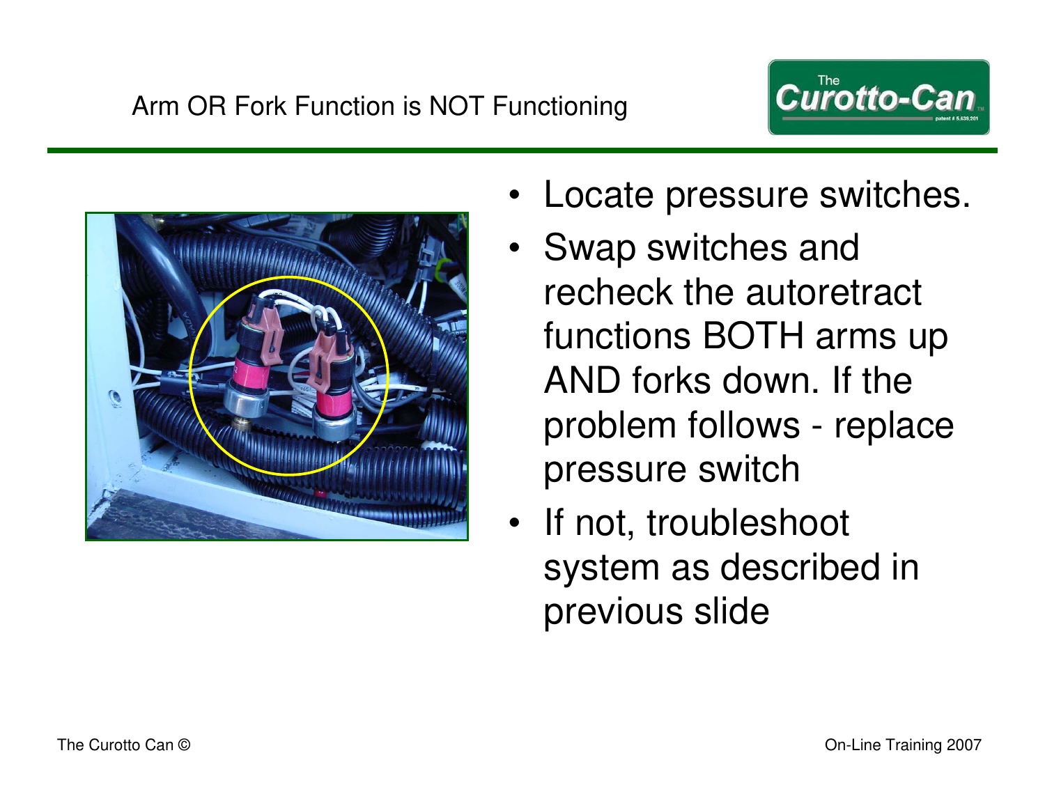## Arm OR Fork Function is NOT Functioning

- Locate pressure switches.
- Swap switches and recheck the autoretract functions BOTH arms up AND forks down. If the problem follows - replace pressure switch
- If not, troubleshoot system as described in previous slide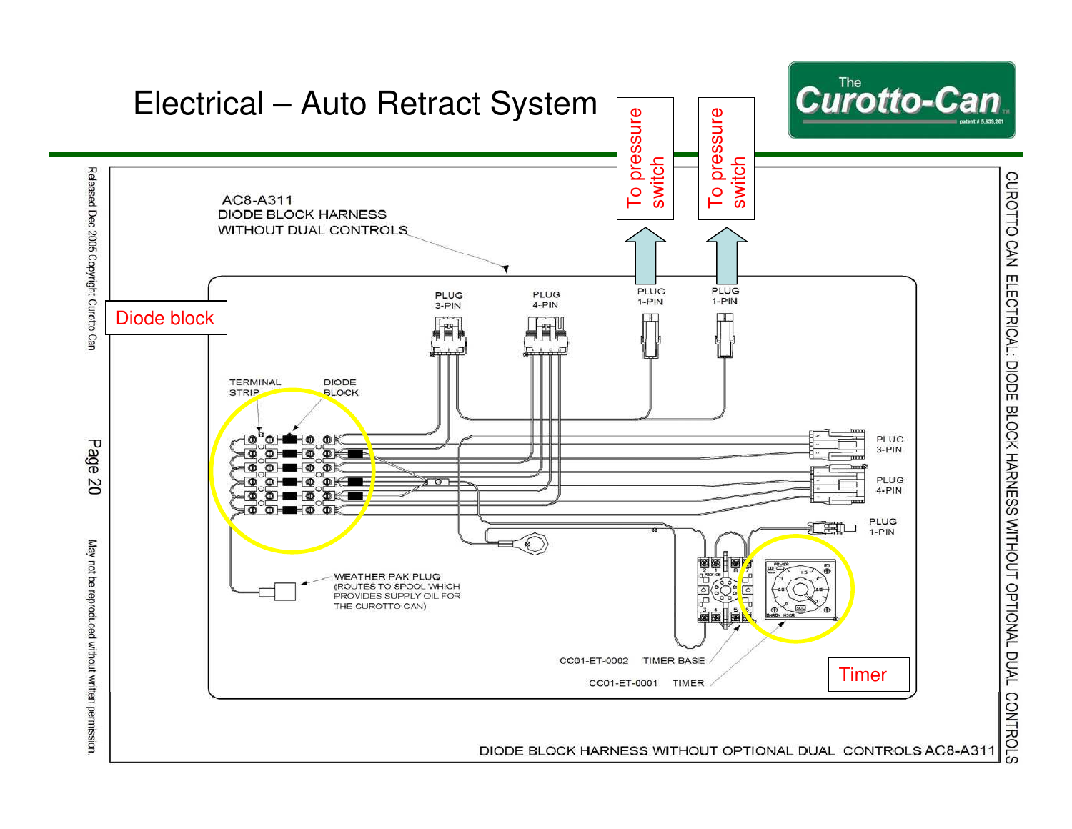# Electrical – Auto Retract System

AC8-A311
DIODE BLOCK HARNESS
WITHOUT DUAL CONTROLS

Diode block

To pressure switch

To pressure switch

PLUG 3-PIN

PLUG 4-PIN

PLUG 1-PIN

PLUG 1-PIN

TERMINAL STRIP

DIODE BLOCK

PLUG 3-PIN

PLUG 4-PIN

PLUG 1-PIN

WEATHER PAK PLUG (ROUTES TO SPOOL WHICH PROVIDES SUPPLY OIL FOR THE CUROTTO CAN)

CC01-ET-0002 TIMER BASE

CC01-ET-0001 TIMER

Timer

DIODE BLOCK HARNESS WITHOUT OPTIONAL DUAL CONTROLS AC8-A311

CUROTTO CAN ELECTRICAL: DIODE BLOCK HARNESS WITHOUT OPTIONAL DUAL CONTROLS

Released Dec 2005 Copyright Curotto Can

May not be reproduced without written permission.